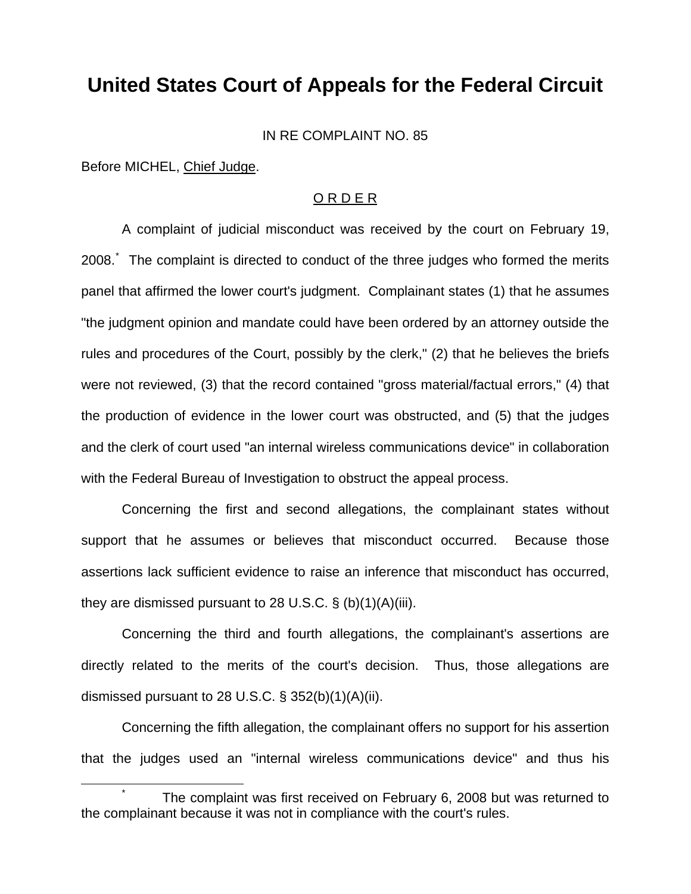# United States Court of Appeals for the Federal Circuit

IN RE COMPLAINT NO. 85

Before MICHEL, Chief Judge.

O R D E R

A complaint of judicial misconduct was received by the court on February 19, 2008.* The complaint is directed to conduct of the three judges who formed the merits panel that affirmed the lower court's judgment. Complainant states (1) that he assumes "the judgment opinion and mandate could have been ordered by an attorney outside the rules and procedures of the Court, possibly by the clerk," (2) that he believes the briefs were not reviewed, (3) that the record contained "gross material/factual errors," (4) that the production of evidence in the lower court was obstructed, and (5) that the judges and the clerk of court used "an internal wireless communications device" in collaboration with the Federal Bureau of Investigation to obstruct the appeal process.

Concerning the first and second allegations, the complainant states without support that he assumes or believes that misconduct occurred. Because those assertions lack sufficient evidence to raise an inference that misconduct has occurred, they are dismissed pursuant to 28 U.S.C. § (b)(1)(A)(iii).

Concerning the third and fourth allegations, the complainant's assertions are directly related to the merits of the court's decision. Thus, those allegations are dismissed pursuant to 28 U.S.C. § 352(b)(1)(A)(ii).

Concerning the fifth allegation, the complainant offers no support for his assertion that the judges used an "internal wireless communications device" and thus his

---

* The complaint was first received on February 6, 2008 but was returned to the complainant because it was not in compliance with the court's rules.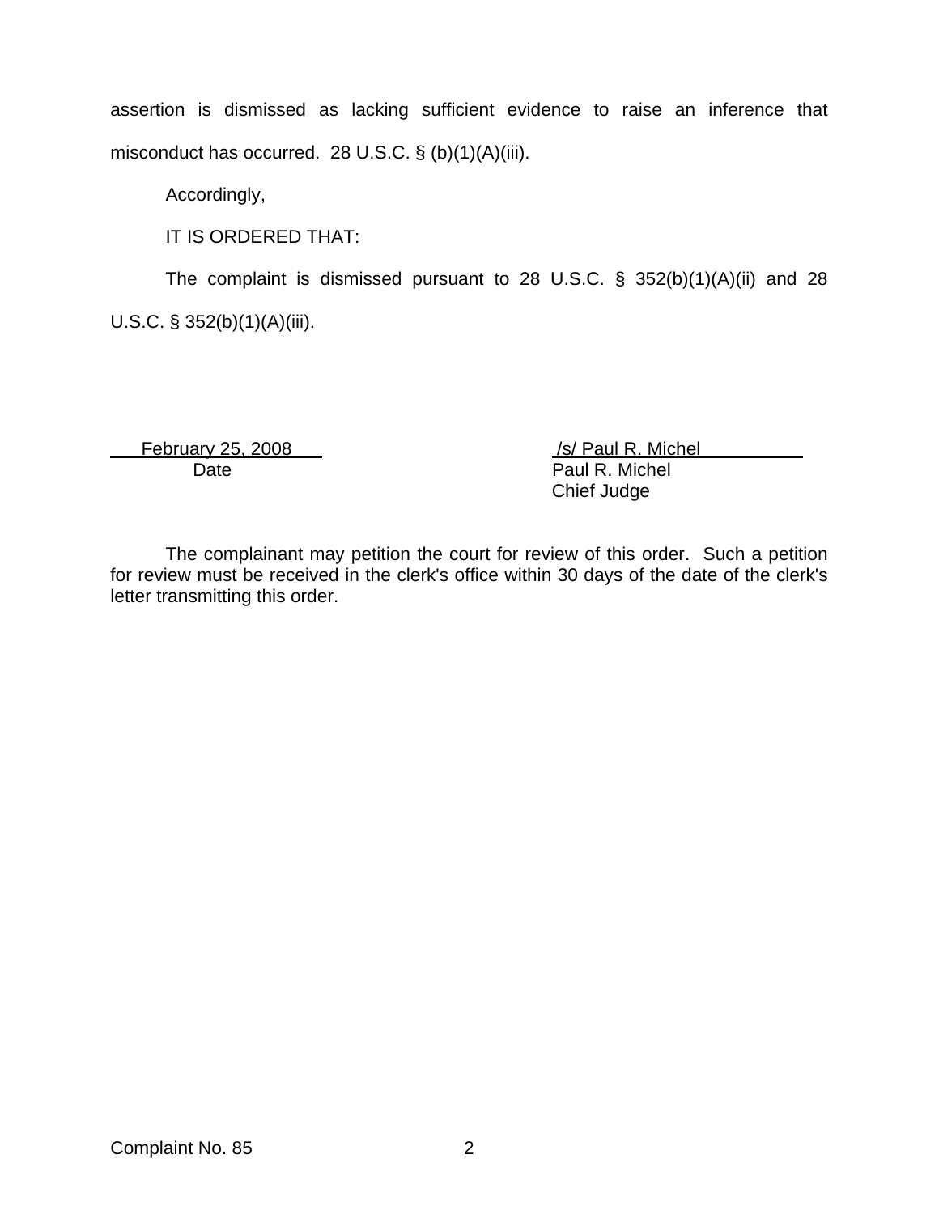assertion is dismissed as lacking sufficient evidence to raise an inference that misconduct has occurred. 28 U.S.C. § (b)(1)(A)(iii).

Accordingly,

IT IS ORDERED THAT:

The complaint is dismissed pursuant to 28 U.S.C. § 352(b)(1)(A)(ii) and 28 U.S.C. § 352(b)(1)(A)(iii).

February 25, 2008
Date

/s/ Paul R. Michel
Paul R. Michel
Chief Judge

The complainant may petition the court for review of this order. Such a petition for review must be received in the clerk's office within 30 days of the date of the clerk's letter transmitting this order.

Complaint No. 85